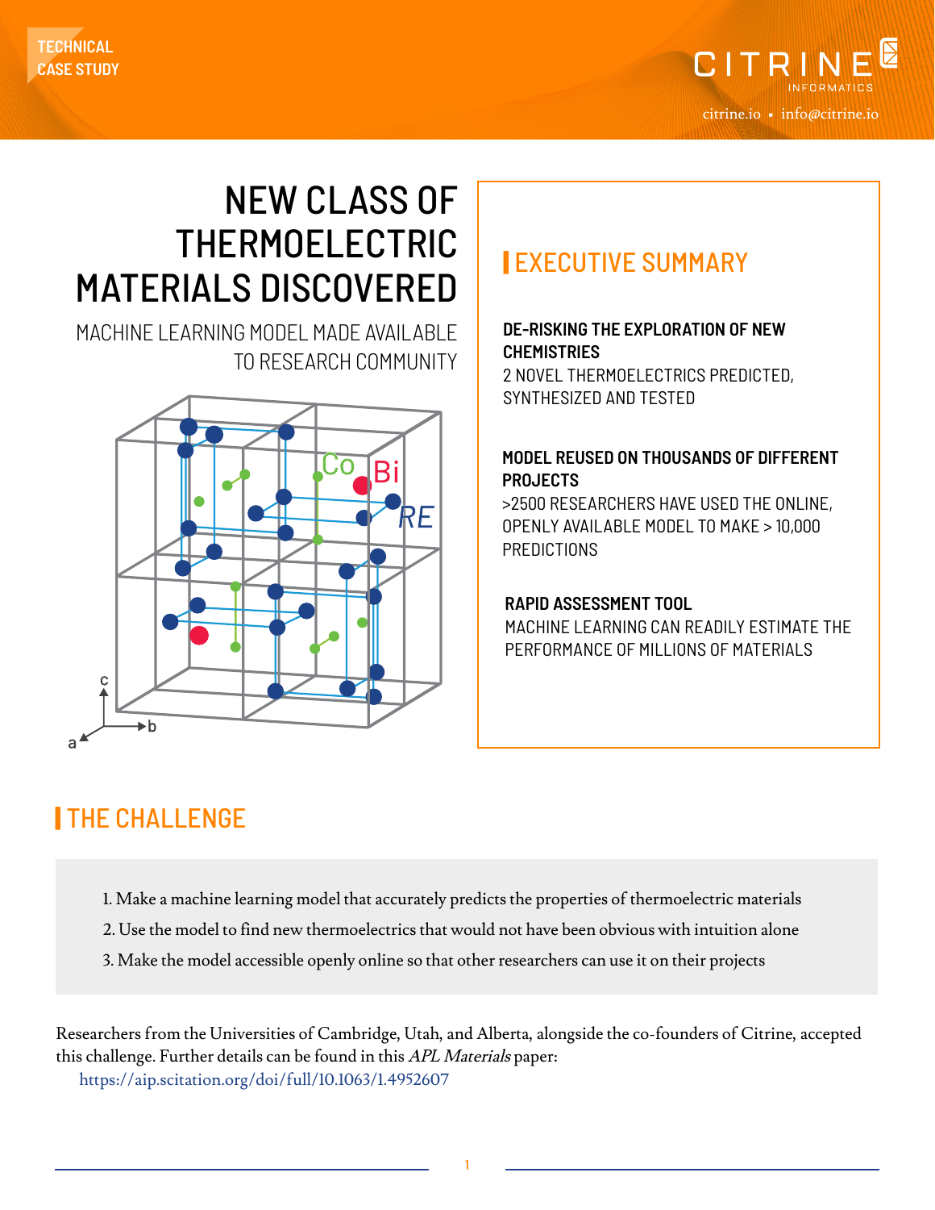TECHNICAL CASE STUDY

# NEW CLASS OF THERMOELECTRIC MATERIALS DISCOVERED

MACHINE LEARNING MODEL MADE AVAILABLE TO RESEARCH COMMUNITY

## EXECUTIVE SUMMARY

**DE-RISKING THE EXPLORATION OF NEW CHEMISTRIES**

2 NOVEL THERMOELECTRICS PREDICTED, SYNTHESIZED AND TESTED

**MODEL REUSED ON THOUSANDS OF DIFFERENT PROJECTS**

>2500 RESEARCHERS HAVE USED THE ONLINE, OPENLY AVAILABLE MODEL TO MAKE > 10,000 PREDICTIONS

**RAPID ASSESSMENT TOOL**

MACHINE LEARNING CAN READILY ESTIMATE THE PERFORMANCE OF MILLIONS OF MATERIALS

## THE CHALLENGE

1. Make a machine learning model that accurately predicts the properties of thermoelectric materials
2. Use the model to find new thermoelectrics that would not have been obvious with intuition alone
3. Make the model accessible openly online so that other researchers can use it on their projects

Researchers from the Universities of Cambridge, Utah, and Alberta, alongside the co-founders of Citrine, accepted this challenge. Further details can be found in this *APL Materials* paper:
https://aip.scitation.org/doi/full/10.1063/1.4952607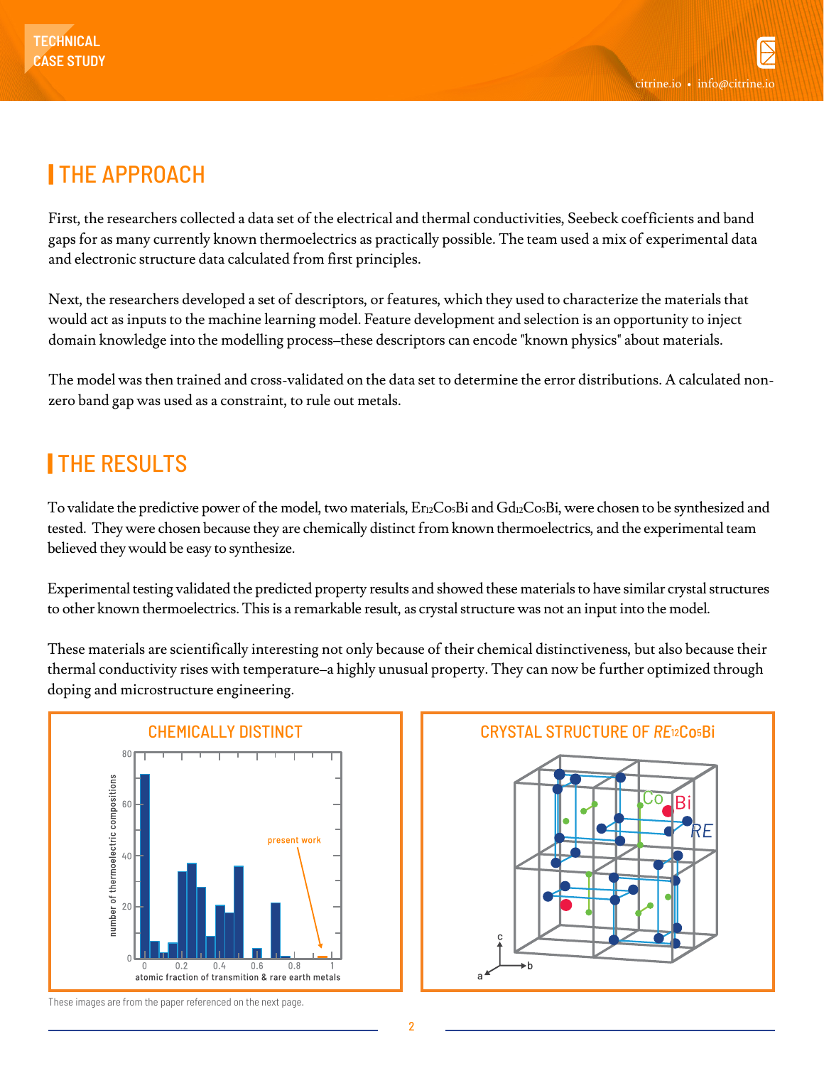## THE APPROACH

First, the researchers collected a data set of the electrical and thermal conductivities, Seebeck coefficients and band gaps for as many currently known thermoelectrics as practically possible. The team used a mix of experimental data and electronic structure data calculated from first principles.

Next, the researchers developed a set of descriptors, or features, which they used to characterize the materials that would act as inputs to the machine learning model. Feature development and selection is an opportunity to inject domain knowledge into the modelling process–these descriptors can encode "known physics" about materials.

The model was then trained and cross-validated on the data set to determine the error distributions. A calculated non-zero band gap was used as a constraint, to rule out metals.

## THE RESULTS

To validate the predictive power of the model, two materials, $Er_{12}Co_5Bi$ and $Gd_{12}Co_5Bi$, were chosen to be synthesized and tested. They were chosen because they are chemically distinct from known thermoelectrics, and the experimental team believed they would be easy to synthesize.

Experimental testing validated the predicted property results and showed these materials to have similar crystal structures to other known thermoelectrics. This is a remarkable result, as crystal structure was not an input into the model.

These materials are scientifically interesting not only because of their chemical distinctiveness, but also because their thermal conductivity rises with temperature–a highly unusual property. They can now be further optimized through doping and microstructure engineering.

CHEMICALLY DISTINCT

CRYSTAL STRUCTURE OF $RE_{12}Co_5Bi$

These images are from the paper referenced on the next page.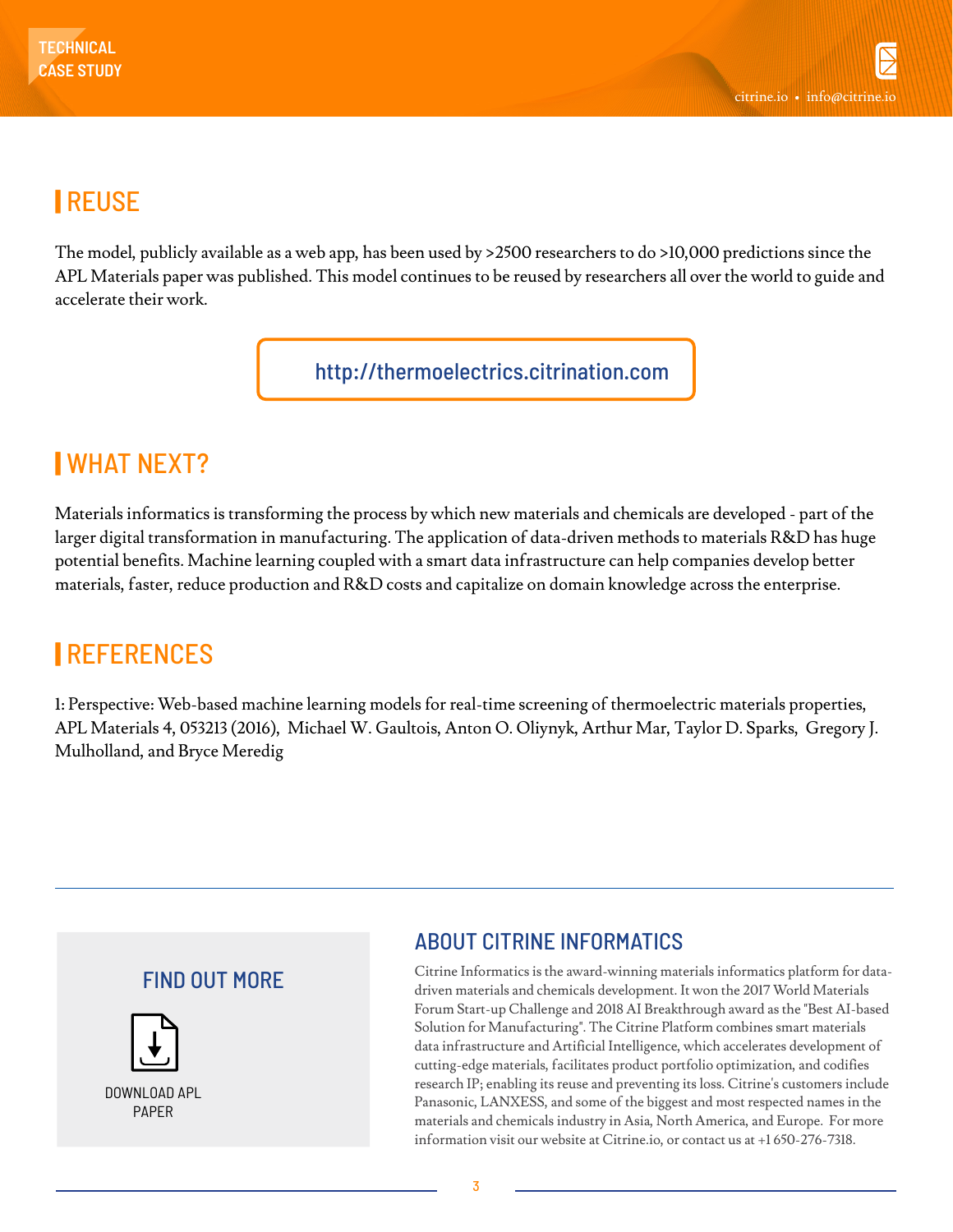## REUSE

The model, publicly available as a web app, has been used by >2500 researchers to do >10,000 predictions since the APL Materials paper was published. This model continues to be reused by researchers all over the world to guide and accelerate their work.

http://thermoelectrics.citrination.com

## WHAT NEXT?

Materials informatics is transforming the process by which new materials and chemicals are developed - part of the larger digital transformation in manufacturing. The application of data-driven methods to materials R&D has huge potential benefits. Machine learning coupled with a smart data infrastructure can help companies develop better materials, faster, reduce production and R&D costs and capitalize on domain knowledge across the enterprise.

## REFERENCES

1: Perspective: Web-based machine learning models for real-time screening of thermoelectric materials properties, APL Materials 4, 053213 (2016), Michael W. Gaultois, Anton O. Oliynyk, Arthur Mar, Taylor D. Sparks, Gregory J. Mulholland, and Bryce Meredig

---

### FIND OUT MORE

DOWNLOAD APL PAPER

### ABOUT CITRINE INFORMATICS

Citrine Informatics is the award-winning materials informatics platform for data-driven materials and chemicals development. It won the 2017 World Materials Forum Start-up Challenge and 2018 AI Breakthrough award as the "Best AI-based Solution for Manufacturing". The Citrine Platform combines smart materials data infrastructure and Artificial Intelligence, which accelerates development of cutting-edge materials, facilitates product portfolio optimization, and codifies research IP; enabling its reuse and preventing its loss. Citrine's customers include Panasonic, LANXESS, and some of the biggest and most respected names in the materials and chemicals industry in Asia, North America, and Europe. For more information visit our website at Citrine.io, or contact us at +1 650-276-7318.